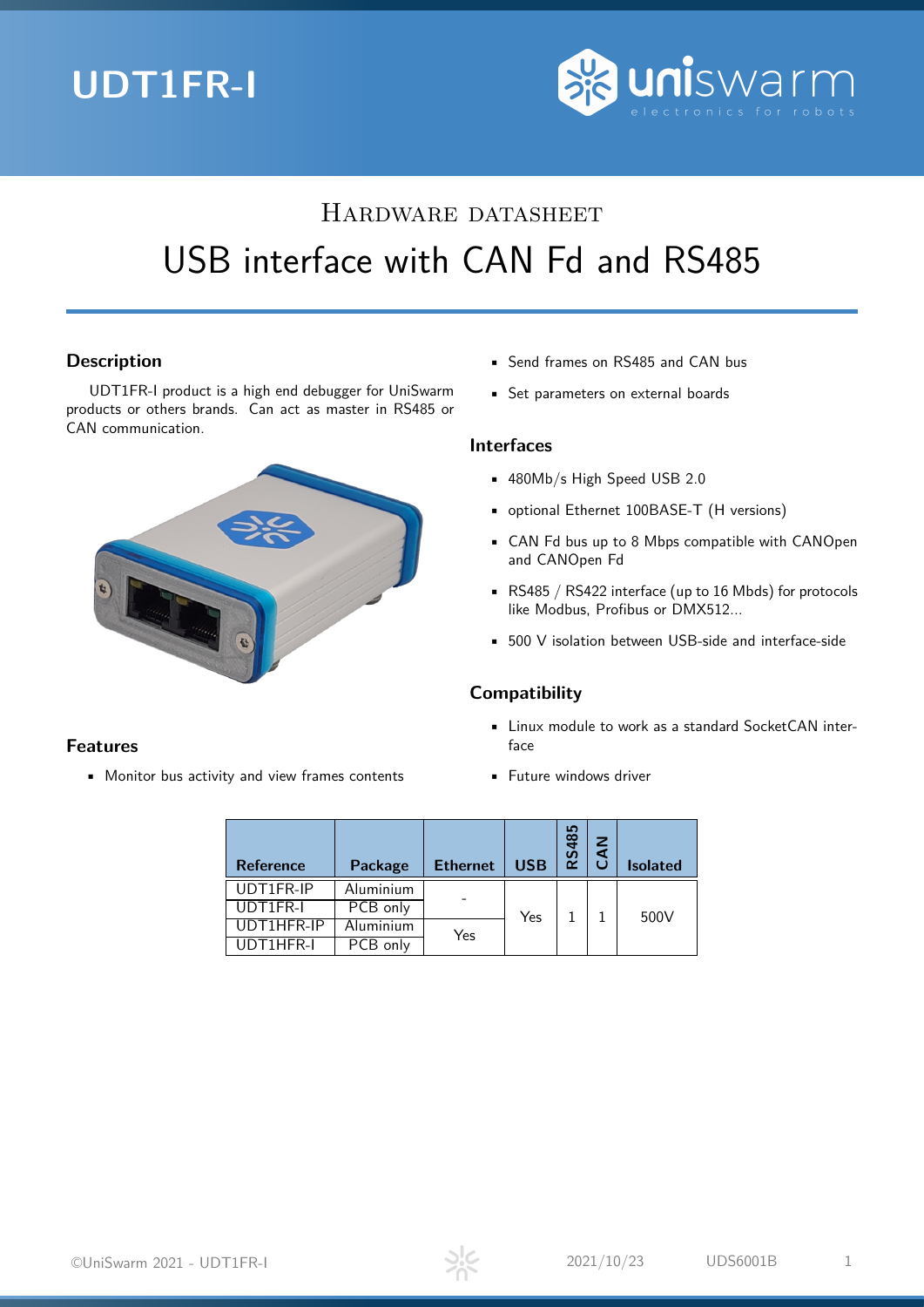# UDT1FR-I

HARDWARE DATASHEET

## USB interface with CAN Fd and RS485

### Description

UDT1FR-I product is a high end debugger for UniSwarm products or others brands. Can act as master in RS485 or CAN communication.

### Features

- Monitor bus activity and view frames contents
- Send frames on RS485 and CAN bus
- Set parameters on external boards

### Interfaces

- 480Mb/s High Speed USB 2.0
- optional Ethernet 100BASE-T (H versions)
- CAN Fd bus up to 8 Mbps compatible with CANOpen and CANOpen Fd
- RS485 / RS422 interface (up to 16 Mbds) for protocols like Modbus, Profibus or DMX512...
- 500 V isolation between USB-side and interface-side

### Compatibility

- Linux module to work as a standard SocketCAN interface
- Future windows driver

| Reference | Package | Ethernet | USB | RS485 | CAN | Isolated |
|---|---|---|---|---|---|---|
| UDT1FR-IP | Aluminium | - | Yes | 1 | 1 | 500V |
| UDT1FR-I | PCB only | | | | | |
| UDT1HFR-IP | Aluminium | Yes | | | | |
| UDT1HFR-I | PCB only | | | | | |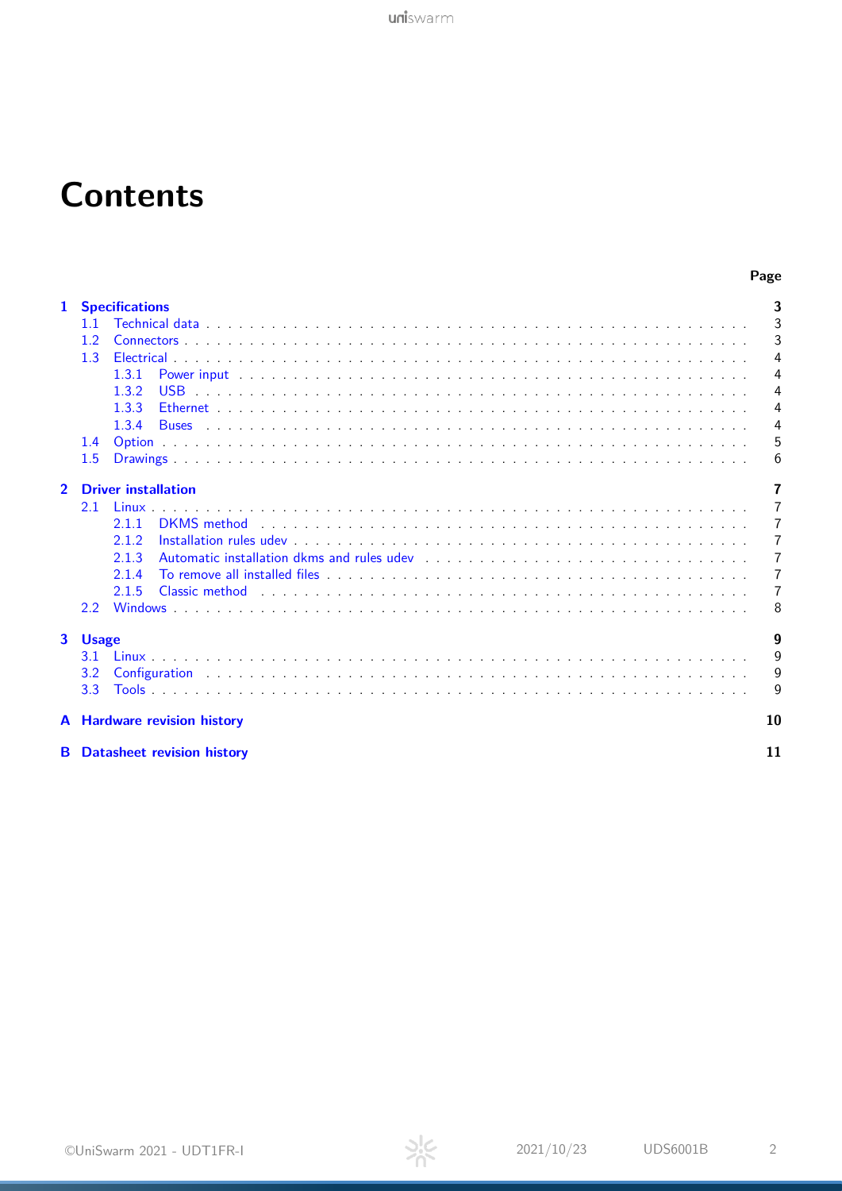# Contents

| | Page |
|---|---|
| **1 Specifications** | **3** |
| 1.1 Technical data | 3 |
| 1.2 Connectors | 3 |
| 1.3 Electrical | 4 |
| 1.3.1 Power input | 4 |
| 1.3.2 USB | 4 |
| 1.3.3 Ethernet | 4 |
| 1.3.4 Buses | 4 |
| 1.4 Option | 5 |
| 1.5 Drawings | 6 |
| **2 Driver installation** | **7** |
| 2.1 Linux | 7 |
| 2.1.1 DKMS method | 7 |
| 2.1.2 Installation rules udev | 7 |
| 2.1.3 Automatic installation dkms and rules udev | 7 |
| 2.1.4 To remove all installed files | 7 |
| 2.1.5 Classic method | 7 |
| 2.2 Windows | 8 |
| **3 Usage** | **9** |
| 3.1 Linux | 9 |
| 3.2 Configuration | 9 |
| 3.3 Tools | 9 |
| **A Hardware revision history** | **10** |
| **B Datasheet revision history** | **11** |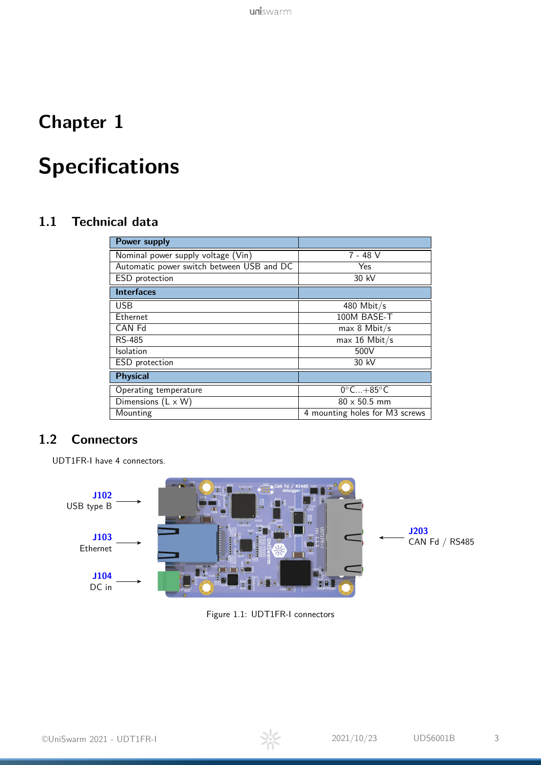# Chapter 1

# Specifications

## 1.1 Technical data

| **Power supply** | |
|---|---|
| Nominal power supply voltage (Vin) | 7 - 48 V |
| Automatic power switch between USB and DC | Yes |
| ESD protection | 30 kV |
| **Interfaces** | |
| USB | 480 Mbit/s |
| Ethernet | 100M BASE-T |
| CAN Fd | max 8 Mbit/s |
| RS-485 | max 16 Mbit/s |
| Isolation | 500V |
| ESD protection | 30 kV |
| **Physical** | |
| Operating temperature | 0°C...+85°C |
| Dimensions (L x W) | 80 x 50.5 mm |
| Mounting | 4 mounting holes for M3 screws |

## 1.2 Connectors

UDT1FR-I have 4 connectors.

**J102** USB type B

**J103** Ethernet

**J104** DC in

**J203** CAN Fd / RS485

Figure 1.1: UDT1FR-I connectors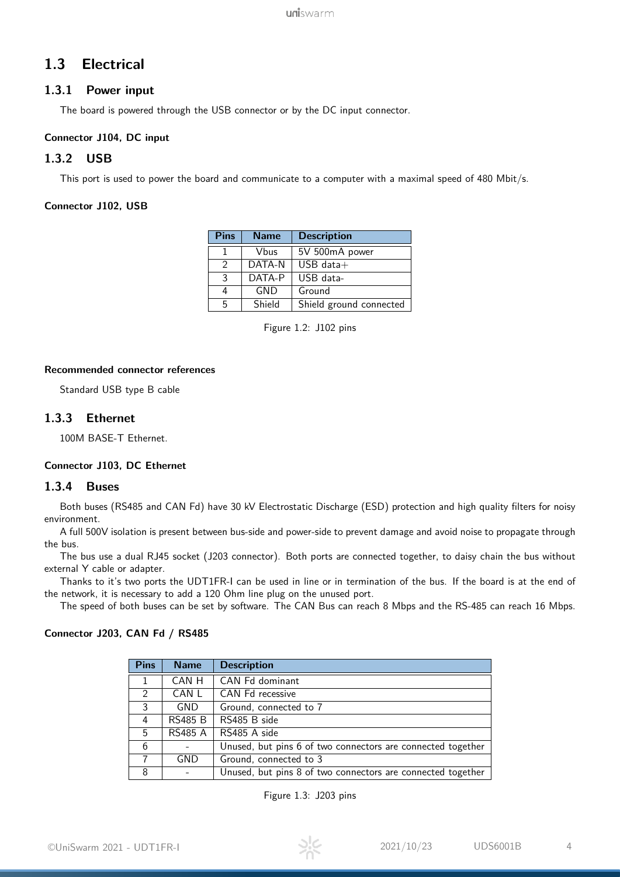## 1.3 Electrical

### 1.3.1 Power input

The board is powered through the USB connector or by the DC input connector.

**Connector J104, DC input**

### 1.3.2 USB

This port is used to power the board and communicate to a computer with a maximal speed of 480 Mbit/s.

**Connector J102, USB**

| Pins | Name | Description |
|---|---|---|
| 1 | Vbus | 5V 500mA power |
| 2 | DATA-N | USB data+ |
| 3 | DATA-P | USB data- |
| 4 | GND | Ground |
| 5 | Shield | Shield ground connected |

Figure 1.2: J102 pins

**Recommended connector references**

Standard USB type B cable

### 1.3.3 Ethernet

100M BASE-T Ethernet.

**Connector J103, DC Ethernet**

### 1.3.4 Buses

Both buses (RS485 and CAN Fd) have 30 kV Electrostatic Discharge (ESD) protection and high quality filters for noisy environment.

A full 500V isolation is present between bus-side and power-side to prevent damage and avoid noise to propagate through the bus.

The bus use a dual RJ45 socket (J203 connector). Both ports are connected together, to daisy chain the bus without external Y cable or adapter.

Thanks to it's two ports the UDT1FR-I can be used in line or in termination of the bus. If the board is at the end of the network, it is necessary to add a 120 Ohm line plug on the unused port.

The speed of both buses can be set by software. The CAN Bus can reach 8 Mbps and the RS-485 can reach 16 Mbps.

**Connector J203, CAN Fd / RS485**

| Pins | Name | Description |
|---|---|---|
| 1 | CAN H | CAN Fd dominant |
| 2 | CAN L | CAN Fd recessive |
| 3 | GND | Ground, connected to 7 |
| 4 | RS485 B | RS485 B side |
| 5 | RS485 A | RS485 A side |
| 6 | - | Unused, but pins 6 of two connectors are connected together |
| 7 | GND | Ground, connected to 3 |
| 8 | - | Unused, but pins 8 of two connectors are connected together |

Figure 1.3: J203 pins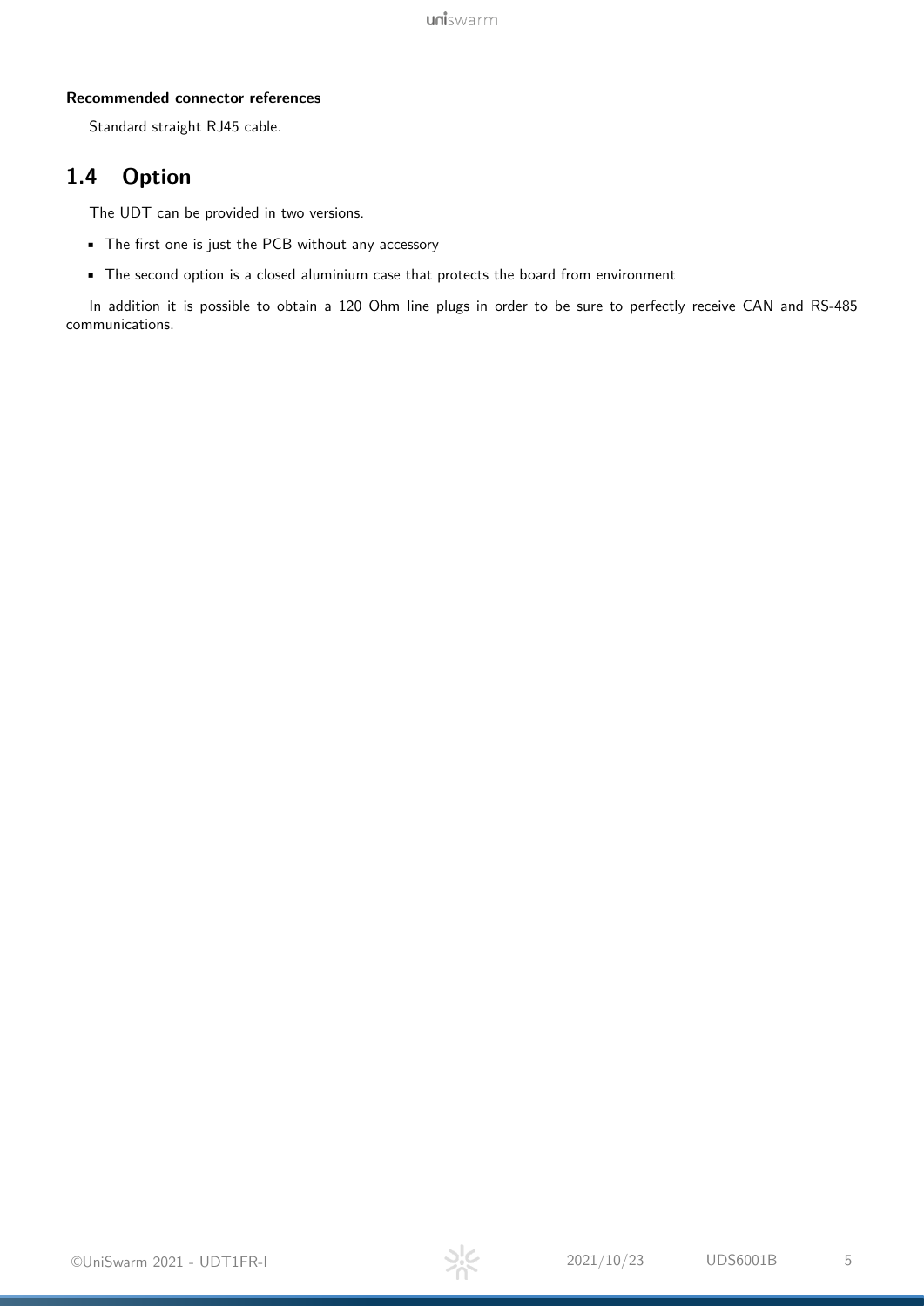**Recommended connector references**

Standard straight RJ45 cable.

## 1.4 Option

The UDT can be provided in two versions.

- The first one is just the PCB without any accessory
- The second option is a closed aluminium case that protects the board from environment

In addition it is possible to obtain a 120 Ohm line plugs in order to be sure to perfectly receive CAN and RS-485 communications.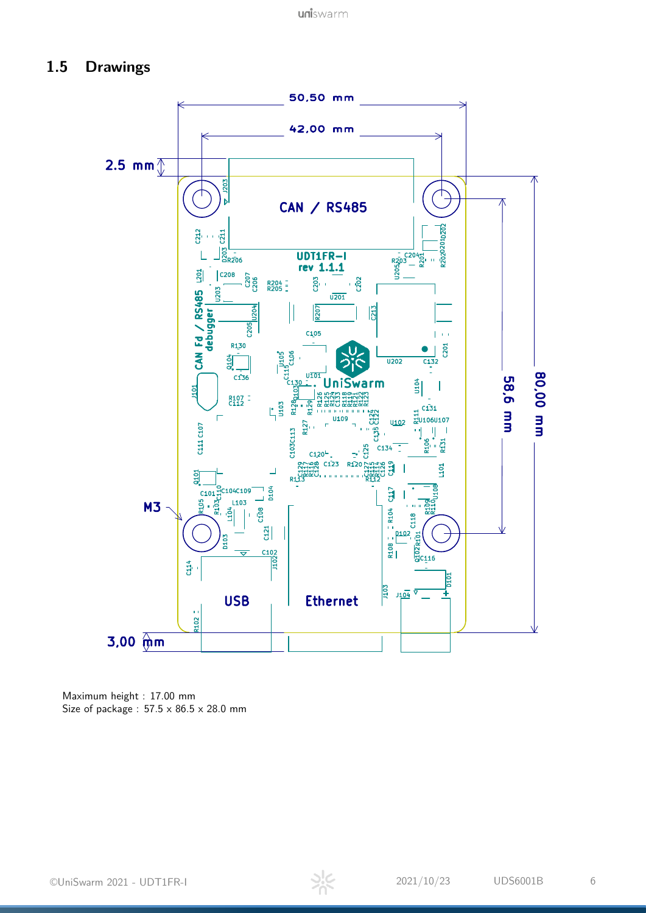## 1.5 Drawings

50,50 mm

42,00 mm

2.5 mm

CAN / RS485

UDT1FR-I
rev 1.1.1

CAN Fd / RS485 debugger

UniSwarm

58,6 mm

80,00 mm

M3

USB

Ethernet

3,00 mm

Maximum height : 17.00 mm
Size of package : 57.5 x 86.5 x 28.0 mm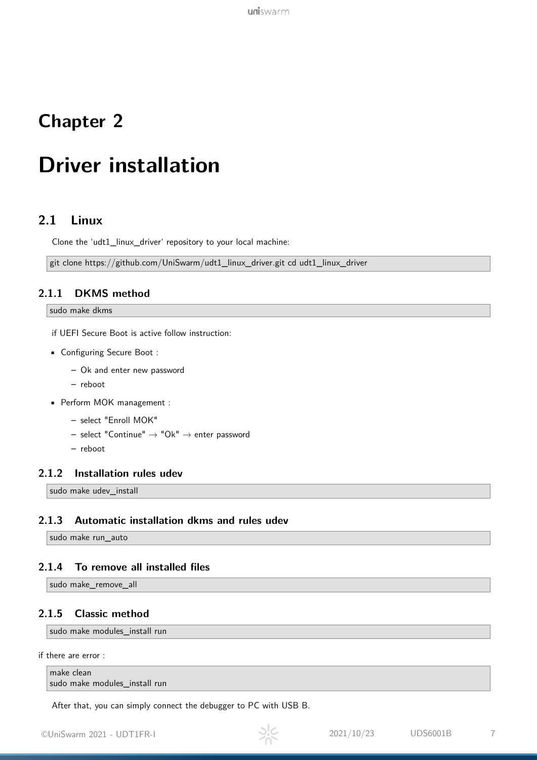# Chapter 2

# Driver installation

## 2.1 Linux

Clone the 'udt1_linux_driver' repository to your local machine:

```
git clone https://github.com/UniSwarm/udt1_linux_driver.git cd udt1_linux_driver
```

### 2.1.1 DKMS method

```
sudo make dkms
```

if UEFI Secure Boot is active follow instruction:

- Configuring Secure Boot :
  - Ok and enter new password
  - reboot
- Perform MOK management :
  - select "Enroll MOK"
  - select "Continue" → "Ok" → enter password
  - reboot

### 2.1.2 Installation rules udev

```
sudo make udev_install
```

### 2.1.3 Automatic installation dkms and rules udev

```
sudo make run_auto
```

### 2.1.4 To remove all installed files

```
sudo make_remove_all
```

### 2.1.5 Classic method

```
sudo make modules_install run
```

if there are error :

```
make clean
sudo make modules_install run
```

After that, you can simply connect the debugger to PC with USB B.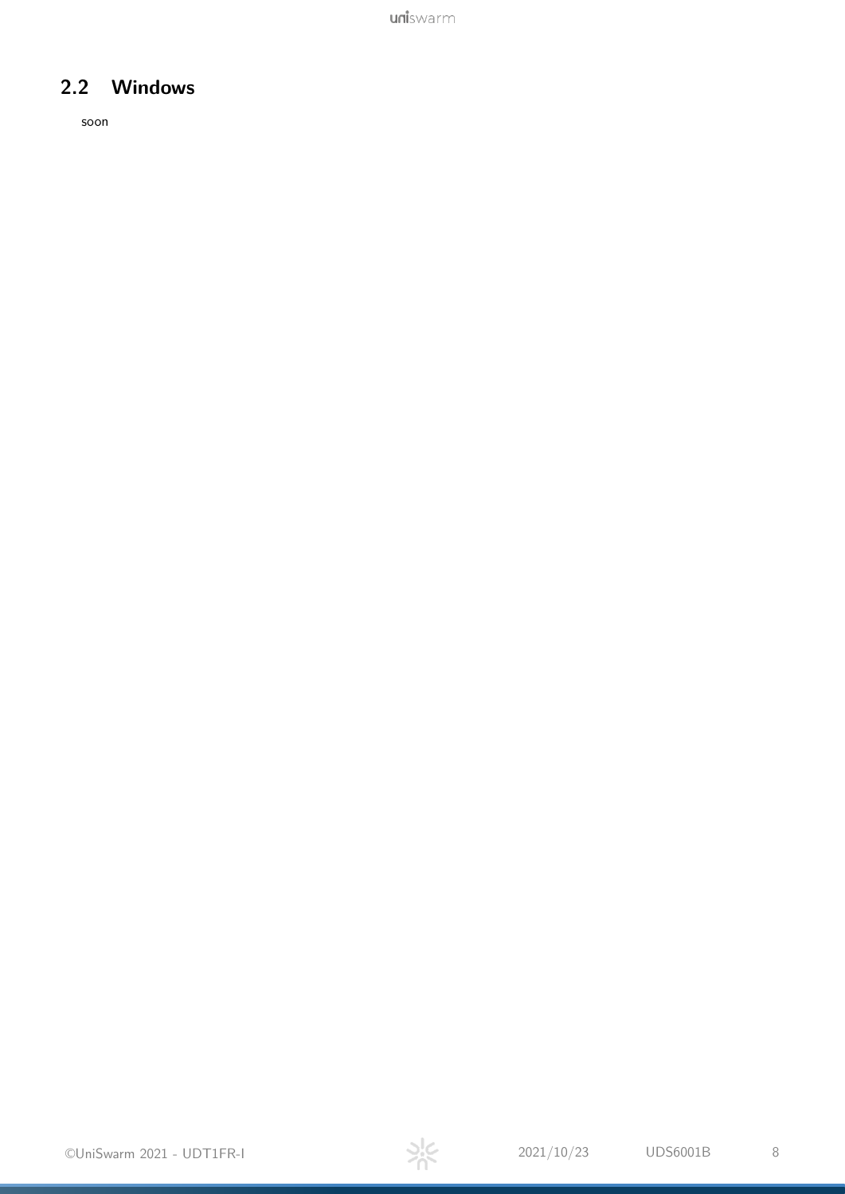## 2.2 Windows

soon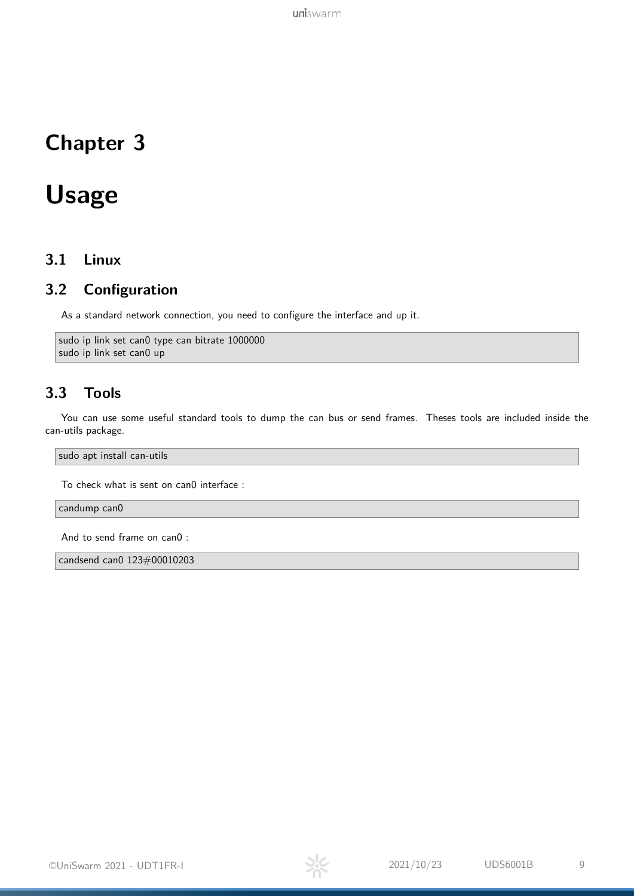# Chapter 3

# Usage

## 3.1 Linux

## 3.2 Configuration

As a standard network connection, you need to configure the interface and up it.

```
sudo ip link set can0 type can bitrate 1000000
sudo ip link set can0 up
```

## 3.3 Tools

You can use some useful standard tools to dump the can bus or send frames. Theses tools are included inside the can-utils package.

```
sudo apt install can-utils
```

To check what is sent on can0 interface :

```
candump can0
```

And to send frame on can0 :

```
candsend can0 123#00010203
```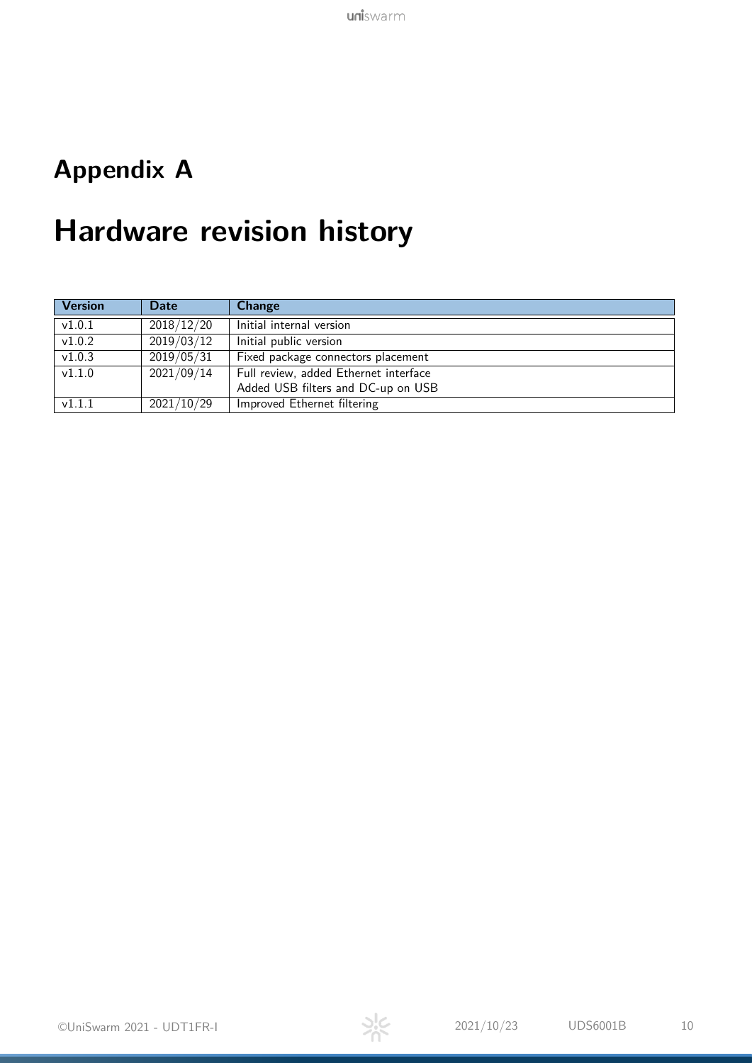# Appendix A

# Hardware revision history

| Version | Date | Change |
|---|---|---|
| v1.0.1 | 2018/12/20 | Initial internal version |
| v1.0.2 | 2019/03/12 | Initial public version |
| v1.0.3 | 2019/05/31 | Fixed package connectors placement |
| v1.1.0 | 2021/09/14 | Full review, added Ethernet interface<br>Added USB filters and DC-up on USB |
| v1.1.1 | 2021/10/29 | Improved Ethernet filtering |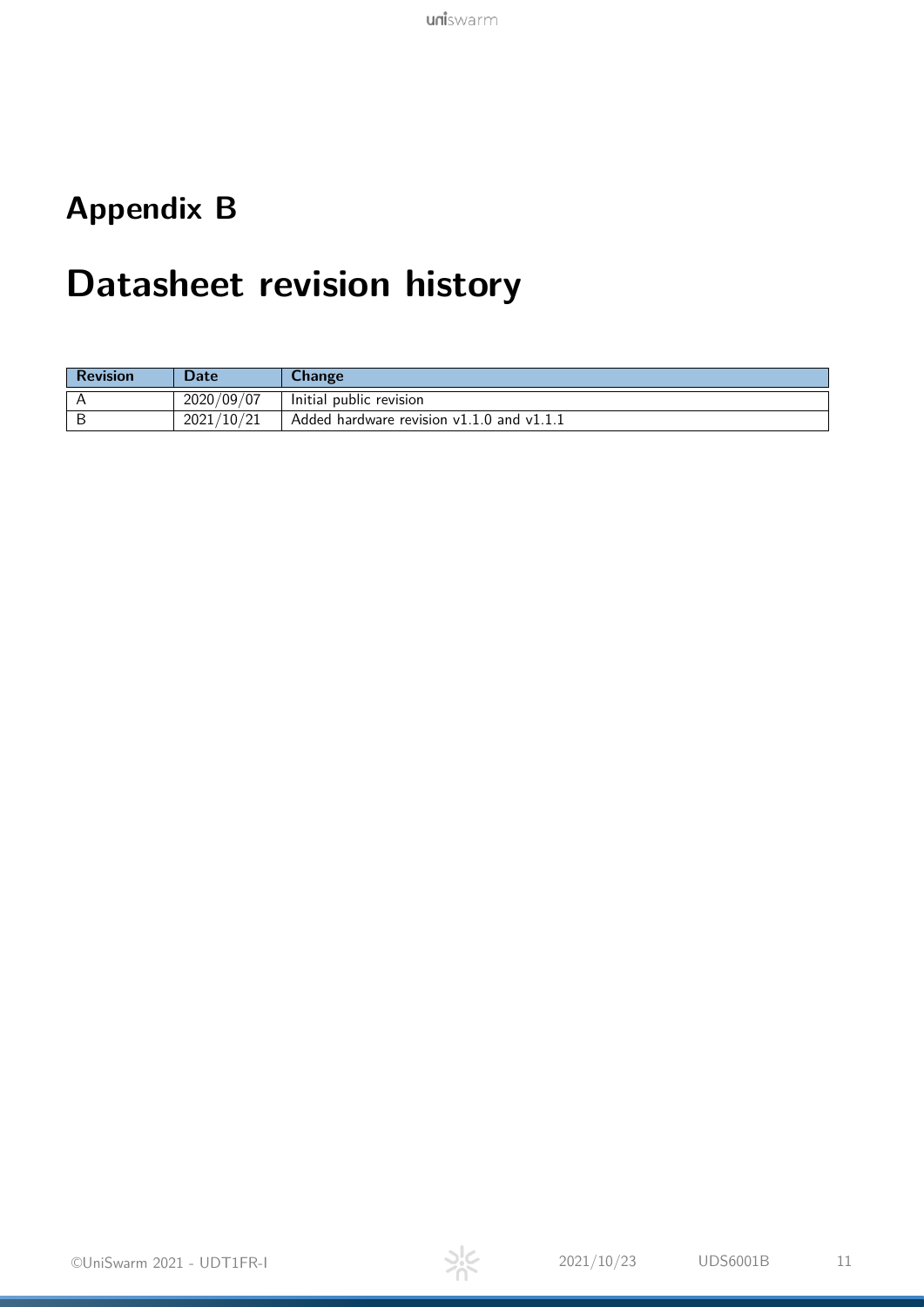# Appendix B

# Datasheet revision history

| Revision | Date | Change |
|---|---|---|
| A | 2020/09/07 | Initial public revision |
| B | 2021/10/21 | Added hardware revision v1.1.0 and v1.1.1 |